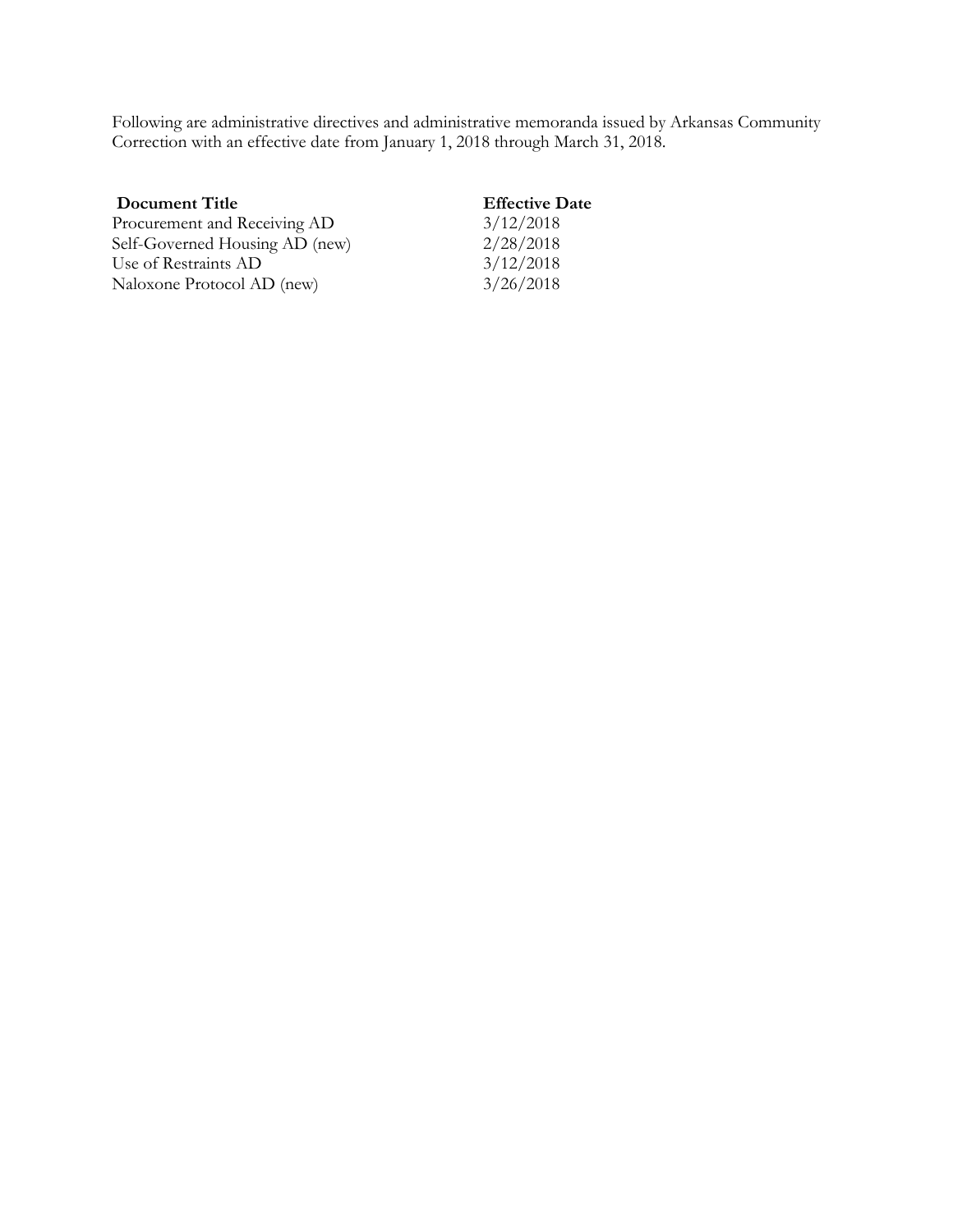Following are administrative directives and administrative memoranda issued by Arkansas Community Correction with an effective date from January 1, 2018 through March 31, 2018.

| Document Title | Effective Date |
| --- | --- |
| Procurement and Receiving AD | 3/12/2018 |
| Self-Governed Housing AD (new) | 2/28/2018 |
| Use of Restraints AD | 3/12/2018 |
| Naloxone Protocol AD (new) | 3/26/2018 |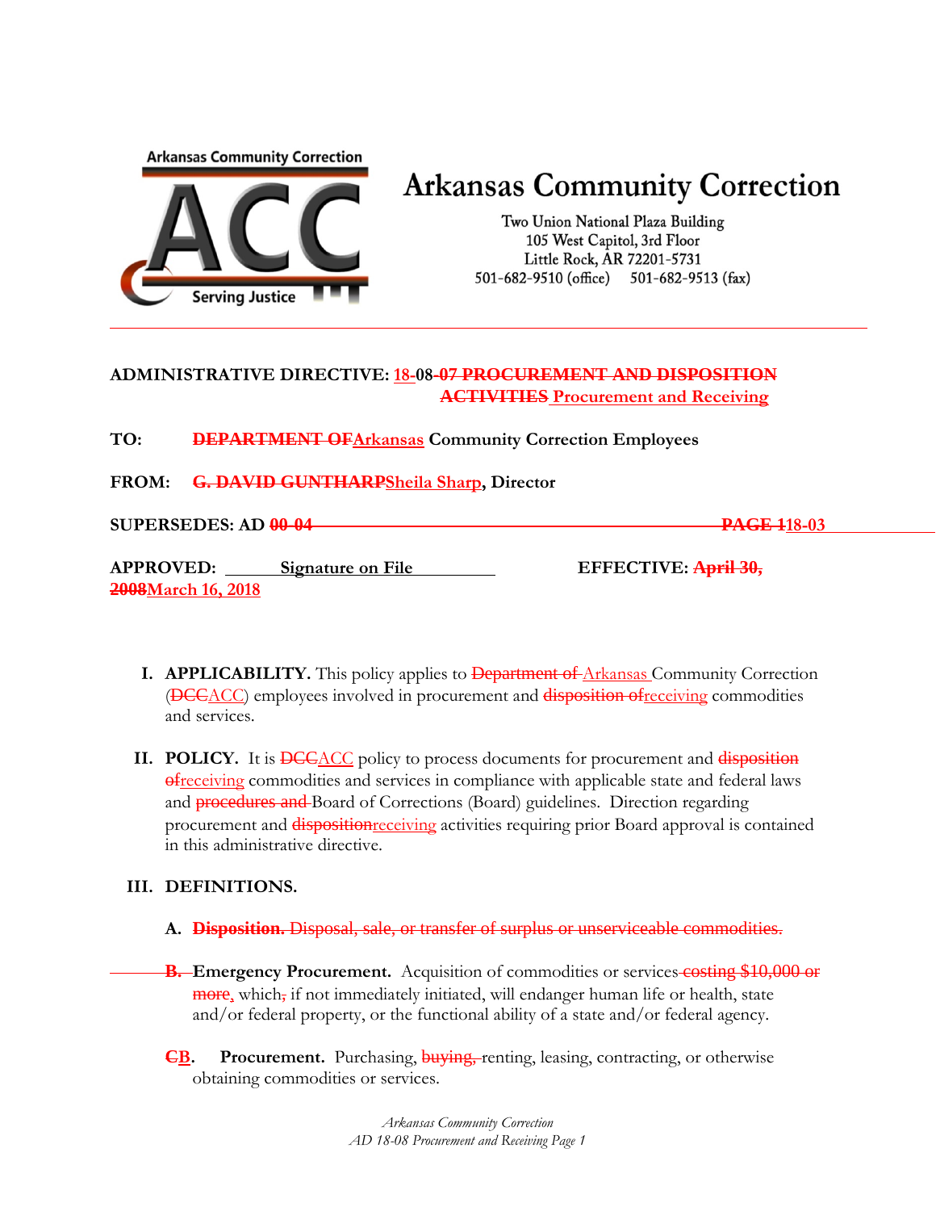# Arkansas Community Correction

Two Union National Plaza Building
105 West Capitol, 3rd Floor
Little Rock, AR 72201-5731
501-682-9510 (office) 501-682-9513 (fax)

---

**ADMINISTRATIVE DIRECTIVE: 18-08~~-07 PROCUREMENT AND DISPOSITION ACTIVITIES~~ Procurement and Receiving**

**TO:** ~~**DEPARTMENT OF**~~**Arkansas Community Correction Employees**

**FROM:** ~~**G. DAVID GUNTHARP**~~**Sheila Sharp, Director**

**SUPERSEDES: AD ~~00-04~~** ~~**PAGE 1**~~**18-03**

**APPROVED:** Signature on File **EFFECTIVE:** ~~**April 30, 2008**~~**March 16, 2018**

I. **APPLICABILITY.** This policy applies to ~~Department of~~ Arkansas Community Correction (~~DCC~~ACC) employees involved in procurement and ~~disposition of~~receiving commodities and services.

II. **POLICY.** It is ~~DCC~~ACC policy to process documents for procurement and ~~disposition of~~receiving commodities and services in compliance with applicable state and federal laws and ~~procedures and~~ Board of Corrections (Board) guidelines. Direction regarding procurement and ~~disposition~~receiving activities requiring prior Board approval is contained in this administrative directive.

III. **DEFINITIONS.**

A. ~~**Disposition.** Disposal, sale, or transfer of surplus or unserviceable commodities.~~

~~B.~~ **Emergency Procurement.** Acquisition of commodities or services ~~costing $10,000 or more~~, which~~,~~ if not immediately initiated, will endanger human life or health, state and/or federal property, or the functional ability of a state and/or federal agency.

~~C~~B. **Procurement.** Purchasing, ~~buying,~~ renting, leasing, contracting, or otherwise obtaining commodities or services.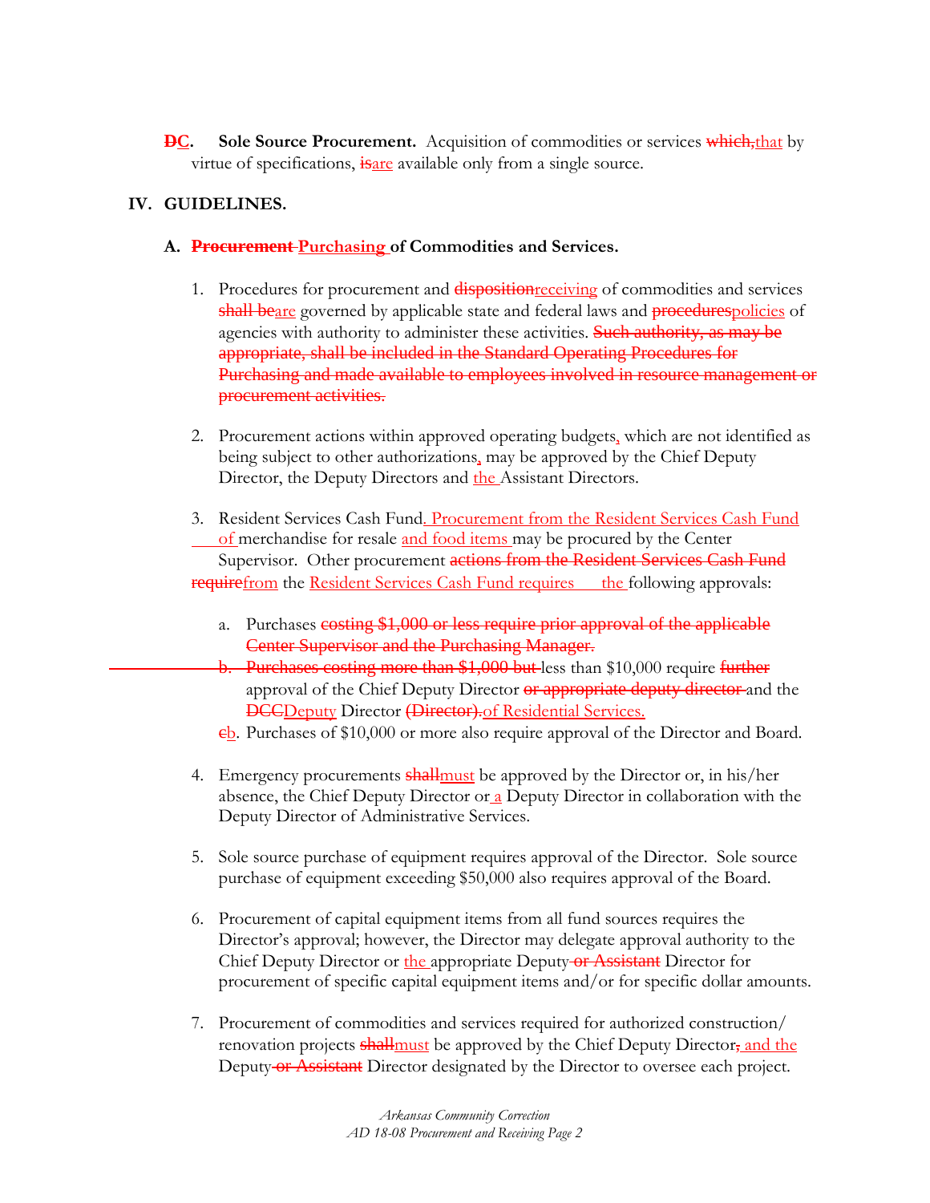**~~D~~<u>C</u>. Sole Source Procurement.** Acquisition of commodities or services ~~which,~~<u>that</u> by virtue of specifications, ~~is~~<u>are</u> available only from a single source.

## IV. GUIDELINES.

### A. ~~Procurement~~ <u>Purchasing</u> of Commodities and Services.

1. Procedures for procurement and ~~disposition~~<u>receiving</u> of commodities and services ~~shall be~~<u>are</u> governed by applicable state and federal laws and ~~procedures~~<u>policies</u> of agencies with authority to administer these activities. ~~Such authority, as may be appropriate, shall be included in the Standard Operating Procedures for Purchasing and made available to employees involved in resource management or procurement activities.~~

2. Procurement actions within approved operating budgets<u>,</u> which are not identified as being subject to other authorizations<u>,</u> may be approved by the Chief Deputy Director, the Deputy Directors and <u>the</u> Assistant Directors.

3. Resident Services Cash Fund<u>. Procurement from the Resident Services Cash Fund of</u> merchandise for resale <u>and food items</u> may be procured by the Center Supervisor. Other procurement ~~actions from the Resident Services Cash Fund require~~<u>from</u> the <u>Resident Services Cash Fund requires the</u> following approvals:

   a. Purchases ~~costing $1,000 or less require prior approval of the applicable Center Supervisor and the Purchasing Manager.~~
   ~~b. Purchases costing more than $1,000 but~~ less than $10,000 require ~~further~~ approval of the Chief Deputy Director ~~or appropriate deputy director~~ and the ~~DCC~~<u>Deputy</u> Director ~~(Director).~~<u>of Residential Services.</u>

   ~~c~~<u>b</u>. Purchases of $10,000 or more also require approval of the Director and Board.

4. Emergency procurements ~~shall~~<u>must</u> be approved by the Director or, in his/her absence, the Chief Deputy Director or <u>a</u> Deputy Director in collaboration with the Deputy Director of Administrative Services.

5. Sole source purchase of equipment requires approval of the Director. Sole source purchase of equipment exceeding $50,000 also requires approval of the Board.

6. Procurement of capital equipment items from all fund sources requires the Director's approval; however, the Director may delegate approval authority to the Chief Deputy Director or <u>the</u> appropriate Deputy ~~or Assistant~~ Director for procurement of specific capital equipment items and/or for specific dollar amounts.

7. Procurement of commodities and services required for authorized construction/ renovation projects ~~shall~~<u>must</u> be approved by the Chief Deputy Director~~,~~<u>, and the</u> Deputy ~~or Assistant~~ Director designated by the Director to oversee each project.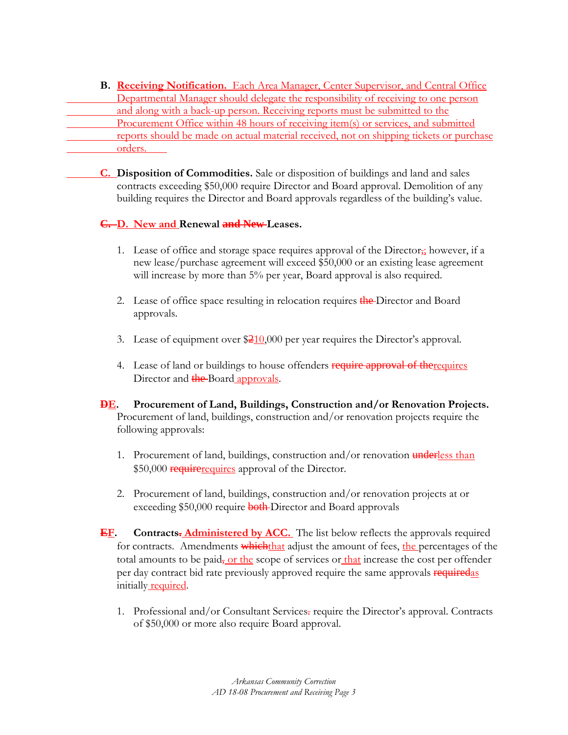**B. Receiving Notification.** Each Area Manager, Center Supervisor, and Central Office Departmental Manager should delegate the responsibility of receiving to one person and along with a back-up person. Receiving reports must be submitted to the Procurement Office within 48 hours of receiving item(s) or services, and submitted reports should be made on actual material received, not on shipping tickets or purchase orders.

**C. Disposition of Commodities.** Sale or disposition of buildings and land and sales contracts exceeding $50,000 require Director and Board approval. Demolition of any building requires the Director and Board approvals regardless of the building's value.

**~~C.~~ D. New and Renewal ~~and New~~ Leases.**

1. Lease of office and storage space requires approval of the Director~~,~~; however, if a new lease/purchase agreement will exceed $50,000 or an existing lease agreement will increase by more than 5% per year, Board approval is also required.

2. Lease of office space resulting in relocation requires ~~the~~ Director and Board approvals.

3. Lease of equipment over $~~2~~10,000 per year requires the Director's approval.

4. Lease of land or buildings to house offenders ~~require approval of the~~requires Director and ~~the~~ Board approvals.

**~~D~~E. Procurement of Land, Buildings, Construction and/or Renovation Projects.** Procurement of land, buildings, construction and/or renovation projects require the following approvals:

1. Procurement of land, buildings, construction and/or renovation ~~under~~less than $50,000 ~~require~~requires approval of the Director.

2. Procurement of land, buildings, construction and/or renovation projects at or exceeding $50,000 require ~~both~~ Director and Board approvals

**~~E~~F. Contracts~~.~~ Administered by ACC.** The list below reflects the approvals required for contracts. Amendments ~~which~~that adjust the amount of fees, the percentages of the total amounts to be paid~~,~~ or the scope of services or that increase the cost per offender per day contract bid rate previously approved require the same approvals ~~required~~as initially required.

1. Professional and/or Consultant Services~~.~~ require the Director's approval. Contracts of $50,000 or more also require Board approval.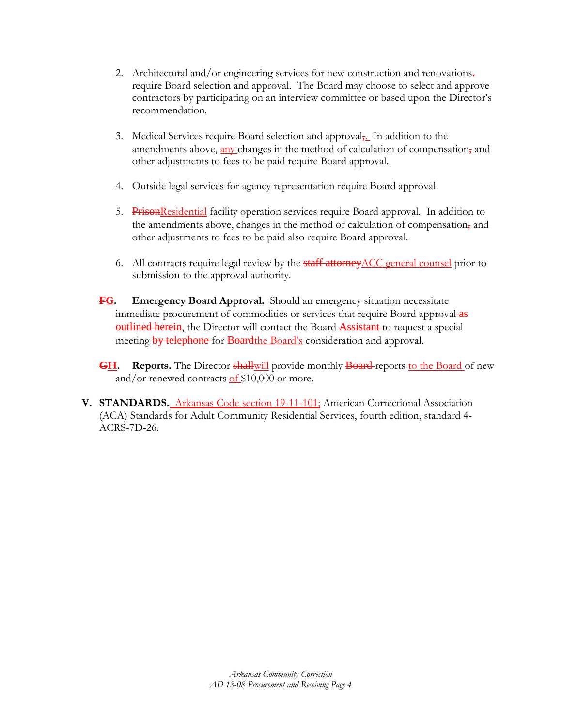2. Architectural and/or engineering services for new construction and renovations. require Board selection and approval. The Board may choose to select and approve contractors by participating on an interview committee or based upon the Director's recommendation.

3. Medical Services require Board selection and approval,. In addition to the amendments above, any changes in the method of calculation of compensation, and other adjustments to fees to be paid require Board approval.

4. Outside legal services for agency representation require Board approval.

5. PrisonResidential facility operation services require Board approval. In addition to the amendments above, changes in the method of calculation of compensation, and other adjustments to fees to be paid also require Board approval.

6. All contracts require legal review by the staff attorneyACC general counsel prior to submission to the approval authority.

**FG. Emergency Board Approval.** Should an emergency situation necessitate immediate procurement of commodities or services that require Board approval as outlined herein, the Director will contact the Board Assistant to request a special meeting by telephone for Boardthe Board's consideration and approval.

**GH. Reports.** The Director shallwill provide monthly Board reports to the Board of new and/or renewed contracts of $10,000 or more.

**V. STANDARDS.** Arkansas Code section 19-11-101; American Correctional Association (ACA) Standards for Adult Community Residential Services, fourth edition, standard 4-ACRS-7D-26.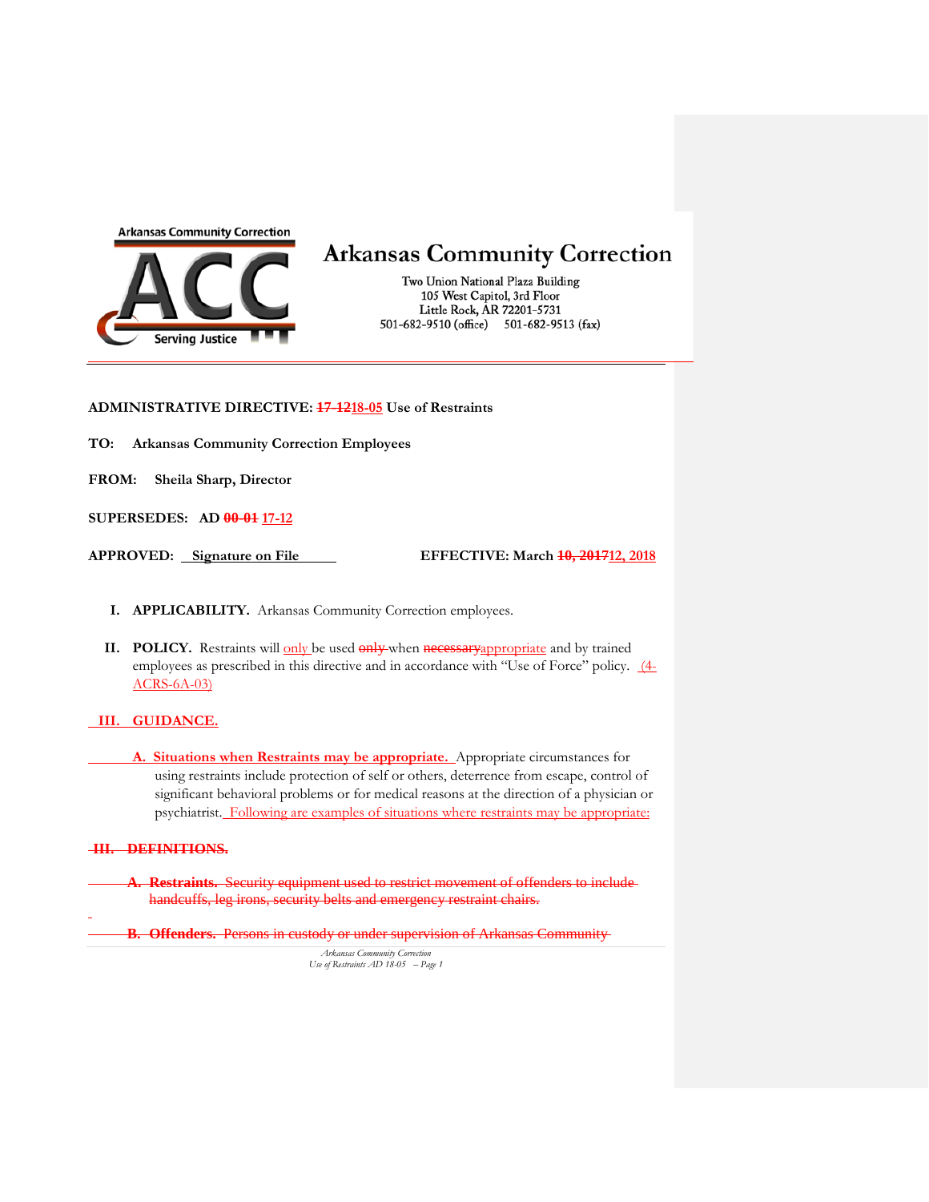Arkansas Community Correction

# Arkansas Community Correction

Two Union National Plaza Building
105 West Capitol, 3rd Floor
Little Rock, AR 72201-5731
501-682-9510 (office)     501-682-9513 (fax)

---

**ADMINISTRATIVE DIRECTIVE: ~~17-12~~18-05 Use of Restraints**

**TO: Arkansas Community Correction Employees**

**FROM: Sheila Sharp, Director**

**SUPERSEDES: AD ~~00-01~~ 17-12**

**APPROVED: Signature on File**     **EFFECTIVE: March ~~10, 2017~~12, 2018**

I. **APPLICABILITY.** Arkansas Community Correction employees.

II. **POLICY.** Restraints will only be used ~~only~~ when ~~necessary~~appropriate and by trained employees as prescribed in this directive and in accordance with "Use of Force" policy. (4-ACRS-6A-03)

**III. GUIDANCE.**

A. **Situations when Restraints may be appropriate.** Appropriate circumstances for using restraints include protection of self or others, deterrence from escape, control of significant behavioral problems or for medical reasons at the direction of a physician or psychiatrist. Following are examples of situations where restraints may be appropriate:

~~**III. DEFINITIONS.**~~

~~A. **Restraints.** Security equipment used to restrict movement of offenders to include handcuffs, leg irons, security belts and emergency restraint chairs.~~

~~B. **Offenders.** Persons in custody or under supervision of Arkansas Community~~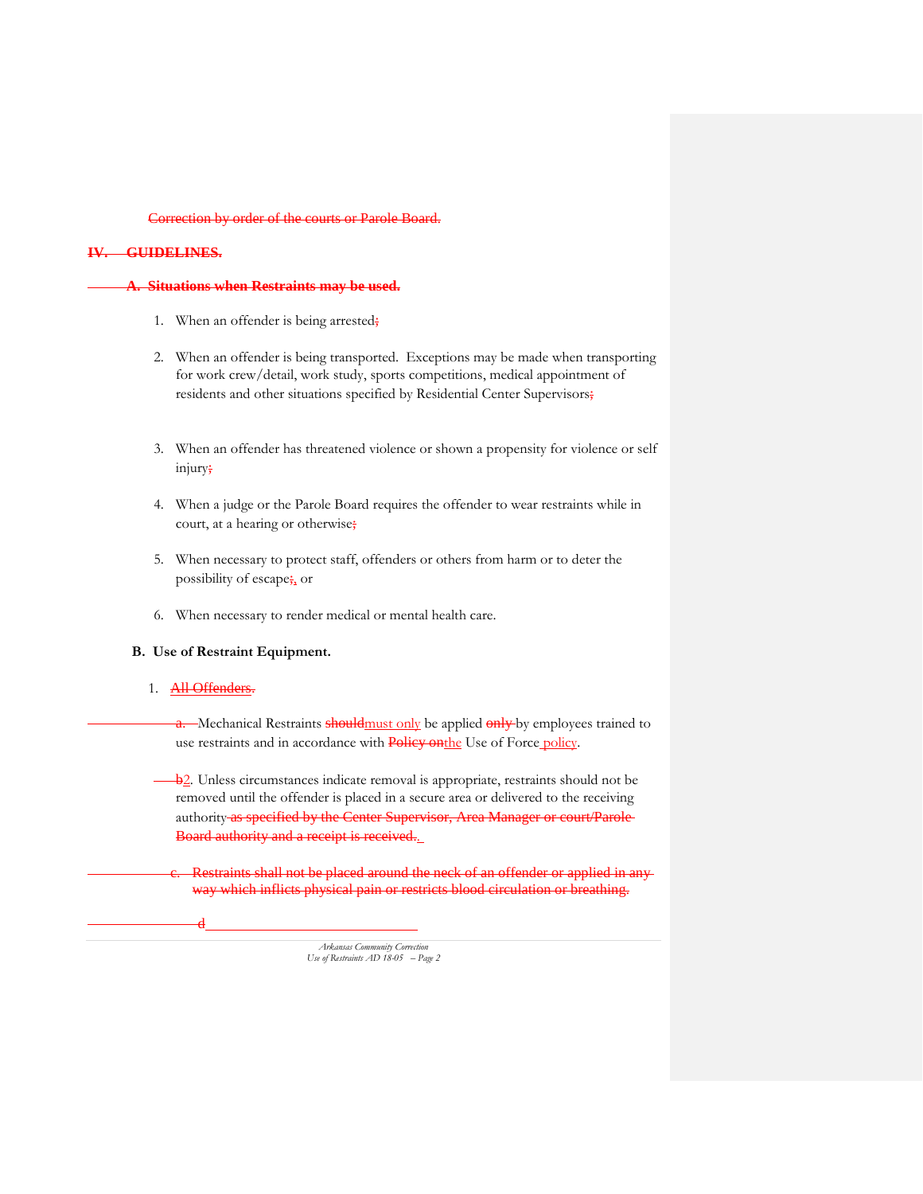~~Correction by order of the courts or Parole Board.~~

## ~~IV. GUIDELINES.~~

### ~~A. Situations when Restraints may be used.~~

1. When an offender is being arrested~~;~~

2. When an offender is being transported. Exceptions may be made when transporting for work crew/detail, work study, sports competitions, medical appointment of residents and other situations specified by Residential Center Supervisors~~;~~

3. When an offender has threatened violence or shown a propensity for violence or self injury~~;~~

4. When a judge or the Parole Board requires the offender to wear restraints while in court, at a hearing or otherwise~~;~~

5. When necessary to protect staff, offenders or others from harm or to deter the possibility of escape~~;~~, or

6. When necessary to render medical or mental health care.

### B. Use of Restraint Equipment.

1. ~~All Offenders~~.

~~a.~~ Mechanical Restraints ~~should~~must only be applied ~~only~~ by employees trained to use restraints and in accordance with ~~Policy on~~the Use of Force policy.

~~b~~2. Unless circumstances indicate removal is appropriate, restraints should not be removed until the offender is placed in a secure area or delivered to the receiving authority ~~as specified by the Center Supervisor, Area Manager or court/Parole Board authority and a receipt is received.~~

~~c. Restraints shall not be placed around the neck of an offender or applied in any way which inflicts physical pain or restricts blood circulation or breathing.~~

~~d~~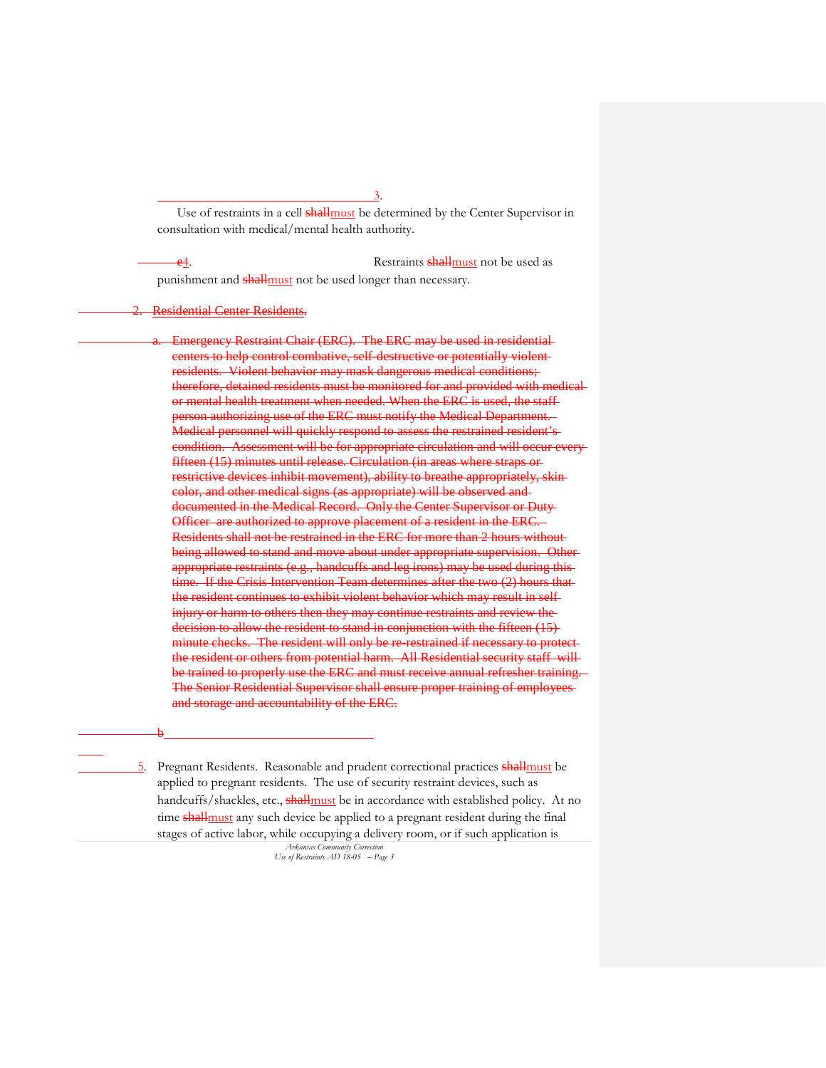3. Use of restraints in a cell ~~shall~~must be determined by the Center Supervisor in consultation with medical/mental health authority.

~~e~~4. Restraints ~~shall~~must not be used as punishment and ~~shall~~must not be used longer than necessary.

~~2. Residential Center Residents.~~

~~a. Emergency Restraint Chair (ERC). The ERC may be used in residential centers to help control combative, self-destructive or potentially violent residents. Violent behavior may mask dangerous medical conditions; therefore, detained residents must be monitored for and provided with medical or mental health treatment when needed. When the ERC is used, the staff person authorizing use of the ERC must notify the Medical Department. Medical personnel will quickly respond to assess the restrained resident's condition. Assessment will be for appropriate circulation and will occur every fifteen (15) minutes until release. Circulation (in areas where straps or restrictive devices inhibit movement), ability to breathe appropriately, skin color, and other medical signs (as appropriate) will be observed and documented in the Medical Record. Only the Center Supervisor or Duty Officer are authorized to approve placement of a resident in the ERC. Residents shall not be restrained in the ERC for more than 2 hours without being allowed to stand and move about under appropriate supervision. Other appropriate restraints (e.g., handcuffs and leg irons) may be used during this time. If the Crisis Intervention Team determines after the two (2) hours that the resident continues to exhibit violent behavior which may result in self injury or harm to others then they may continue restraints and review the decision to allow the resident to stand in conjunction with the fifteen (15) minute checks. The resident will only be re-restrained if necessary to protect the resident or others from potential harm. All Residential security staff will be trained to properly use the ERC and must receive annual refresher training. The Senior Residential Supervisor shall ensure proper training of employees and storage and accountability of the ERC.~~

~~b~~

5. Pregnant Residents. Reasonable and prudent correctional practices ~~shall~~must be applied to pregnant residents. The use of security restraint devices, such as handcuffs/shackles, etc., ~~shall~~must be in accordance with established policy. At no time ~~shall~~must any such device be applied to a pregnant resident during the final stages of active labor, while occupying a delivery room, or if such application is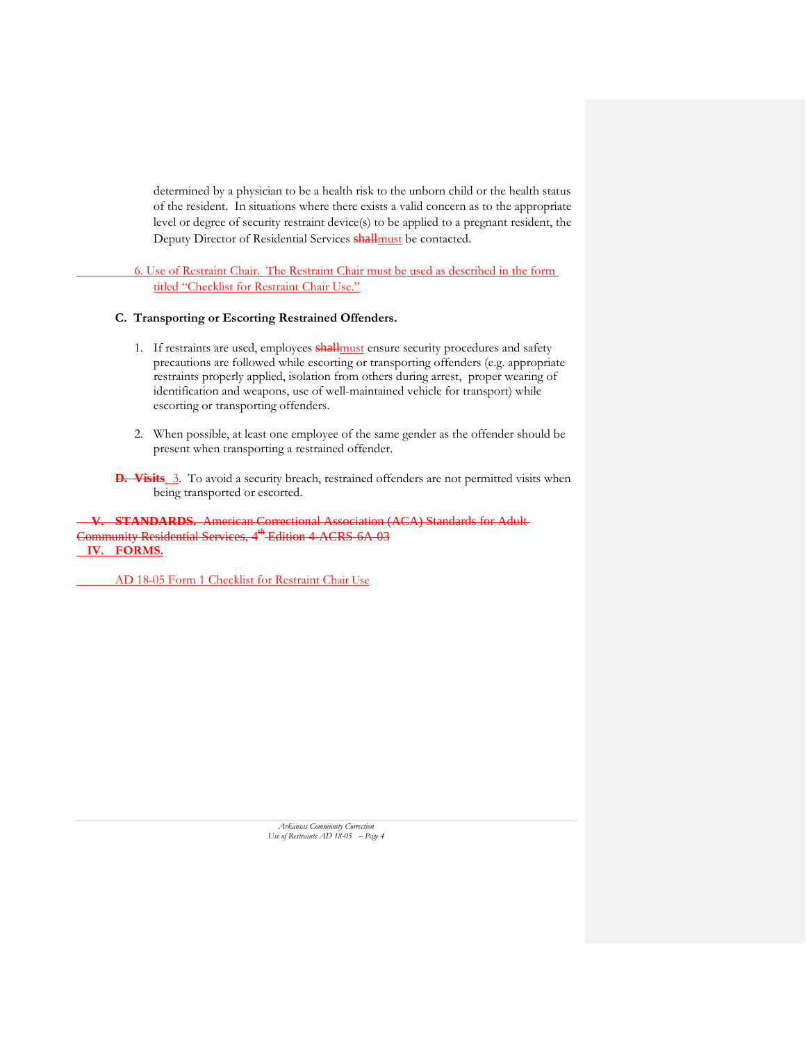determined by a physician to be a health risk to the unborn child or the health status of the resident. In situations where there exists a valid concern as to the appropriate level or degree of security restraint device(s) to be applied to a pregnant resident, the Deputy Director of Residential Services ~~shall~~must be contacted.

6. Use of Restraint Chair. The Restraint Chair must be used as described in the form titled "Checklist for Restraint Chair Use."

**C. Transporting or Escorting Restrained Offenders.**

1. If restraints are used, employees ~~shall~~must ensure security procedures and safety precautions are followed while escorting or transporting offenders (e.g. appropriate restraints properly applied, isolation from others during arrest, proper wearing of identification and weapons, use of well-maintained vehicle for transport) while escorting or transporting offenders.

2. When possible, at least one employee of the same gender as the offender should be present when transporting a restrained offender.

~~**D. Visits**~~ 3. To avoid a security breach, restrained offenders are not permitted visits when being transported or escorted.

~~**V. STANDARDS.** American Correctional Association (ACA) Standards for Adult Community Residential Services, 4th Edition 4-ACRS-6A-03~~

**IV. FORMS.**

AD 18-05 Form 1 Checklist for Restraint Chair Use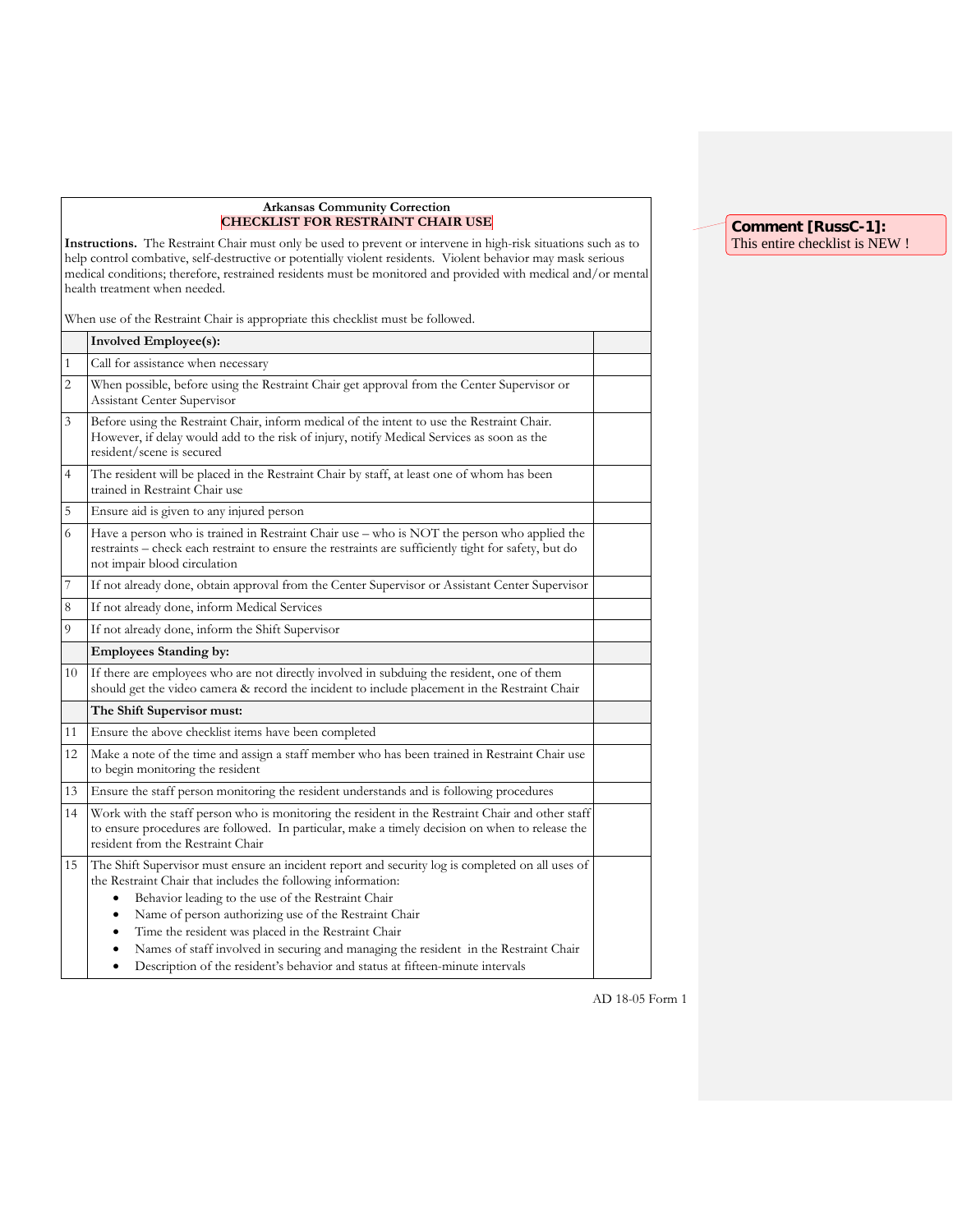**Arkansas Community Correction**

**CHECKLIST FOR RESTRAINT CHAIR USE**

> Comment [RussC-1]: This entire checklist is NEW !

**Instructions.** The Restraint Chair must only be used to prevent or intervene in high-risk situations such as to help control combative, self-destructive or potentially violent residents. Violent behavior may mask serious medical conditions; therefore, restrained residents must be monitored and provided with medical and/or mental health treatment when needed.

When use of the Restraint Chair is appropriate this checklist must be followed.

| | **Involved Employee(s):** | |
|---|---|---|
| 1 | Call for assistance when necessary | |
| 2 | When possible, before using the Restraint Chair get approval from the Center Supervisor or Assistant Center Supervisor | |
| 3 | Before using the Restraint Chair, inform medical of the intent to use the Restraint Chair. However, if delay would add to the risk of injury, notify Medical Services as soon as the resident/scene is secured | |
| 4 | The resident will be placed in the Restraint Chair by staff, at least one of whom has been trained in Restraint Chair use | |
| 5 | Ensure aid is given to any injured person | |
| 6 | Have a person who is trained in Restraint Chair use – who is NOT the person who applied the restraints – check each restraint to ensure the restraints are sufficiently tight for safety, but do not impair blood circulation | |
| 7 | If not already done, obtain approval from the Center Supervisor or Assistant Center Supervisor | |
| 8 | If not already done, inform Medical Services | |
| 9 | If not already done, inform the Shift Supervisor | |
| | **Employees Standing by:** | |
| 10 | If there are employees who are not directly involved in subduing the resident, one of them should get the video camera & record the incident to include placement in the Restraint Chair | |
| | **The Shift Supervisor must:** | |
| 11 | Ensure the above checklist items have been completed | |
| 12 | Make a note of the time and assign a staff member who has been trained in Restraint Chair use to begin monitoring the resident | |
| 13 | Ensure the staff person monitoring the resident understands and is following procedures | |
| 14 | Work with the staff person who is monitoring the resident in the Restraint Chair and other staff to ensure procedures are followed. In particular, make a timely decision on when to release the resident from the Restraint Chair | |
| 15 | The Shift Supervisor must ensure an incident report and security log is completed on all uses of the Restraint Chair that includes the following information: <br>• Behavior leading to the use of the Restraint Chair <br>• Name of person authorizing use of the Restraint Chair <br>• Time the resident was placed in the Restraint Chair <br>• Names of staff involved in securing and managing the resident in the Restraint Chair <br>• Description of the resident's behavior and status at fifteen-minute intervals | |

AD 18-05 Form 1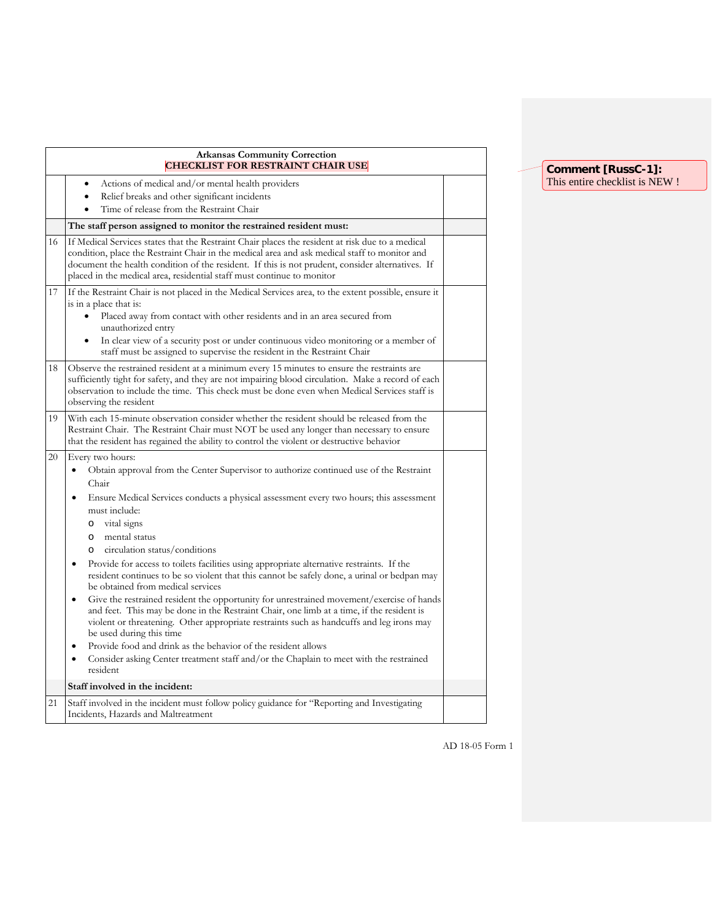**Arkansas Community Correction**
**CHECKLIST FOR RESTRAINT CHAIR USE**

Comment [RussC-1]: This entire checklist is NEW !

| | | |
|---|---|---|
| | • Actions of medical and/or mental health providers<br>• Relief breaks and other significant incidents<br>• Time of release from the Restraint Chair | |
| | **The staff person assigned to monitor the restrained resident must:** | |
| 16 | If Medical Services states that the Restraint Chair places the resident at risk due to a medical condition, place the Restraint Chair in the medical area and ask medical staff to monitor and document the health condition of the resident. If this is not prudent, consider alternatives. If placed in the medical area, residential staff must continue to monitor | |
| 17 | If the Restraint Chair is not placed in the Medical Services area, to the extent possible, ensure it is in a place that is:<br>• Placed away from contact with other residents and in an area secured from unauthorized entry<br>• In clear view of a security post or under continuous video monitoring or a member of staff must be assigned to supervise the resident in the Restraint Chair | |
| 18 | Observe the restrained resident at a minimum every 15 minutes to ensure the restraints are sufficiently tight for safety, and they are not impairing blood circulation. Make a record of each observation to include the time. This check must be done even when Medical Services staff is observing the resident | |
| 19 | With each 15-minute observation consider whether the resident should be released from the Restraint Chair. The Restraint Chair must NOT be used any longer than necessary to ensure that the resident has regained the ability to control the violent or destructive behavior | |
| 20 | Every two hours:<br>• Obtain approval from the Center Supervisor to authorize continued use of the Restraint Chair<br>• Ensure Medical Services conducts a physical assessment every two hours; this assessment must include:<br>&nbsp;&nbsp;o vital signs<br>&nbsp;&nbsp;o mental status<br>&nbsp;&nbsp;o circulation status/conditions<br>• Provide for access to toilets facilities using appropriate alternative restraints. If the resident continues to be so violent that this cannot be safely done, a urinal or bedpan may be obtained from medical services<br>• Give the restrained resident the opportunity for unrestrained movement/exercise of hands and feet. This may be done in the Restraint Chair, one limb at a time, if the resident is violent or threatening. Other appropriate restraints such as handcuffs and leg irons may be used during this time<br>• Provide food and drink as the behavior of the resident allows<br>• Consider asking Center treatment staff and/or the Chaplain to meet with the restrained resident | |
| | **Staff involved in the incident:** | |
| 21 | Staff involved in the incident must follow policy guidance for "Reporting and Investigating Incidents, Hazards and Maltreatment | |

AD 18-05 Form 1